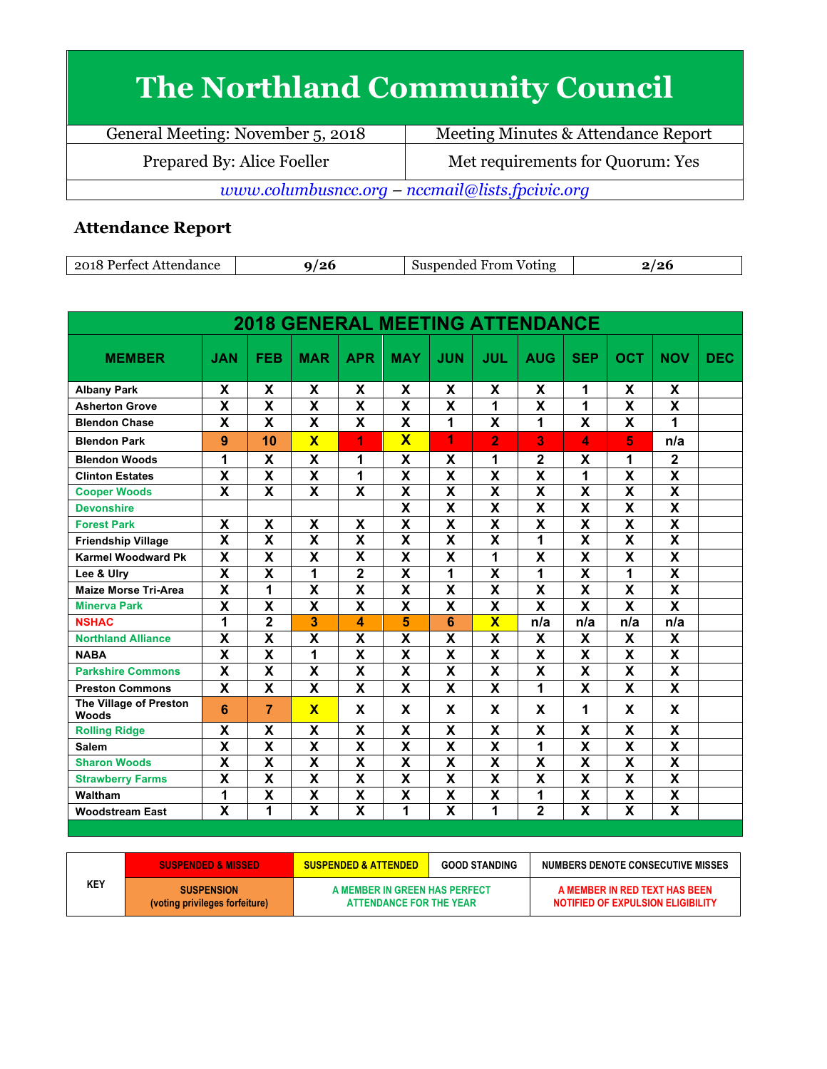# The Northland Community Council

| General Meeting: November 5, 2018 | Meeting Minutes & Attendance Report |
|---|---|
| Prepared By: Alice Foeller | Met requirements for Quorum: Yes |

*www.columbusncc.org – nccmail@lists.fpcivic.org*

## Attendance Report

| 2018 Perfect Attendance | 9/26 | Suspended From Voting | 2/26 |
|---|---|---|---|

**2018 GENERAL MEETING ATTENDANCE**

| MEMBER | JAN | FEB | MAR | APR | MAY | JUN | JUL | AUG | SEP | OCT | NOV | DEC |
|---|---|---|---|---|---|---|---|---|---|---|---|---|
| Albany Park | X | X | X | X | X | X | X | X | 1 | X | X | |
| Asherton Grove | X | X | X | X | X | X | 1 | X | 1 | X | X | |
| Blendon Chase | X | X | X | X | X | 1 | X | 1 | X | X | 1 | |
| Blendon Park | 9 | 10 | X | 1 | X | 1 | 2 | 3 | 4 | 5 | n/a | |
| Blendon Woods | 1 | X | X | 1 | X | X | 1 | 2 | X | 1 | 2 | |
| Clinton Estates | X | X | X | 1 | X | X | X | X | 1 | X | X | |
| Cooper Woods | X | X | X | X | X | X | X | X | X | X | X | |
| Devonshire | | | | | X | X | X | X | X | X | X | |
| Forest Park | X | X | X | X | X | X | X | X | X | X | X | |
| Friendship Village | X | X | X | X | X | X | X | 1 | X | X | X | |
| Karmel Woodward Pk | X | X | X | X | X | X | 1 | X | X | X | X | |
| Lee & Ulry | X | X | 1 | 2 | X | 1 | X | 1 | X | 1 | X | |
| Maize Morse Tri-Area | X | 1 | X | X | X | X | X | X | X | X | X | |
| Minerva Park | X | X | X | X | X | X | X | X | X | X | X | |
| NSHAC | 1 | 2 | 3 | 4 | 5 | 6 | X | n/a | n/a | n/a | n/a | |
| Northland Alliance | X | X | X | X | X | X | X | X | X | X | X | |
| NABA | X | X | 1 | X | X | X | X | X | X | X | X | |
| Parkshire Commons | X | X | X | X | X | X | X | X | X | X | X | |
| Preston Commons | X | X | X | X | X | X | X | 1 | X | X | X | |
| The Village of Preston Woods | 6 | 7 | X | X | X | X | X | X | 1 | X | X | |
| Rolling Ridge | X | X | X | X | X | X | X | X | X | X | X | |
| Salem | X | X | X | X | X | X | X | 1 | X | X | X | |
| Sharon Woods | X | X | X | X | X | X | X | X | X | X | X | |
| Strawberry Farms | X | X | X | X | X | X | X | X | X | X | X | |
| Waltham | 1 | X | X | X | X | X | X | 1 | X | X | X | |
| Woodstream East | X | 1 | X | X | 1 | X | 1 | 2 | X | X | X | |

| KEY | SUSPENDED & MISSED | SUSPENDED & ATTENDED | GOOD STANDING | NUMBERS DENOTE CONSECUTIVE MISSES |
|---|---|---|---|---|
| | SUSPENSION (voting privileges forfeiture) | A MEMBER IN GREEN HAS PERFECT ATTENDANCE FOR THE YEAR | | A MEMBER IN RED TEXT HAS BEEN NOTIFIED OF EXPULSION ELIGIBILITY |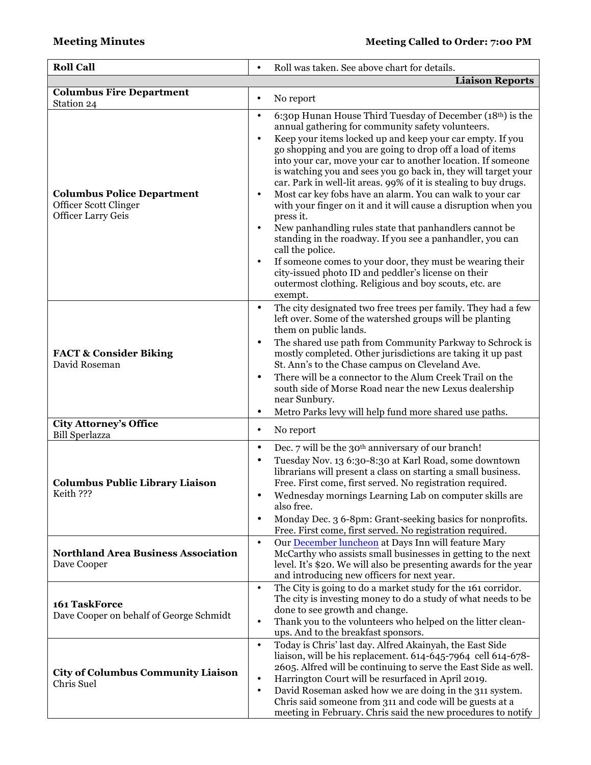**Meeting Minutes** **Meeting Called to Order: 7:00 PM**

| | |
|---|---|
| **Roll Call** | • Roll was taken. See above chart for details. |
| | **Liaison Reports** |
| **Columbus Fire Department**<br>Station 24 | • No report |
| **Columbus Police Department**<br>Officer Scott Clinger<br>Officer Larry Geis | • 6:30p Hunan House Third Tuesday of December (18th) is the annual gathering for community safety volunteers.<br>• Keep your items locked up and keep your car empty. If you go shopping and you are going to drop off a load of items into your car, move your car to another location. If someone is watching you and sees you go back in, they will target your car. Park in well-lit areas. 99% of it is stealing to buy drugs.<br>• Most car key fobs have an alarm. You can walk to your car with your finger on it and it will cause a disruption when you press it.<br>• New panhandling rules state that panhandlers cannot be standing in the roadway. If you see a panhandler, you can call the police.<br>• If someone comes to your door, they must be wearing their city-issued photo ID and peddler's license on their outermost clothing. Religious and boy scouts, etc. are exempt. |
| **FACT & Consider Biking**<br>David Roseman | • The city designated two free trees per family. They had a few left over. Some of the watershed groups will be planting them on public lands.<br>• The shared use path from Community Parkway to Schrock is mostly completed. Other jurisdictions are taking it up past St. Ann's to the Chase campus on Cleveland Ave.<br>• There will be a connector to the Alum Creek Trail on the south side of Morse Road near the new Lexus dealership near Sunbury.<br>• Metro Parks levy will help fund more shared use paths. |
| **City Attorney's Office**<br>Bill Sperlazza | • No report |
| **Columbus Public Library Liaison**<br>Keith ??? | • Dec. 7 will be the 30th anniversary of our branch!<br>• Tuesday Nov. 13 6:30-8:30 at Karl Road, some downtown librarians will present a class on starting a small business. Free. First come, first served. No registration required.<br>• Wednesday mornings Learning Lab on computer skills are also free.<br>• Monday Dec. 3 6-8pm: Grant-seeking basics for nonprofits. Free. First come, first served. No registration required. |
| **Northland Area Business Association**<br>Dave Cooper | • Our December luncheon at Days Inn will feature Mary McCarthy who assists small businesses in getting to the next level. It's $20. We will also be presenting awards for the year and introducing new officers for next year. |
| **161 TaskForce**<br>Dave Cooper on behalf of George Schmidt | • The City is going to do a market study for the 161 corridor. The city is investing money to do a study of what needs to be done to see growth and change.<br>• Thank you to the volunteers who helped on the litter clean-ups. And to the breakfast sponsors. |
| **City of Columbus Community Liaison**<br>Chris Suel | • Today is Chris' last day. Alfred Akainyah, the East Side liaison, will be his replacement. 614-645-7964 cell 614-678-2605. Alfred will be continuing to serve the East Side as well.<br>• Harrington Court will be resurfaced in April 2019.<br>• David Roseman asked how we are doing in the 311 system. Chris said someone from 311 and code will be guests at a meeting in February. Chris said the new procedures to notify |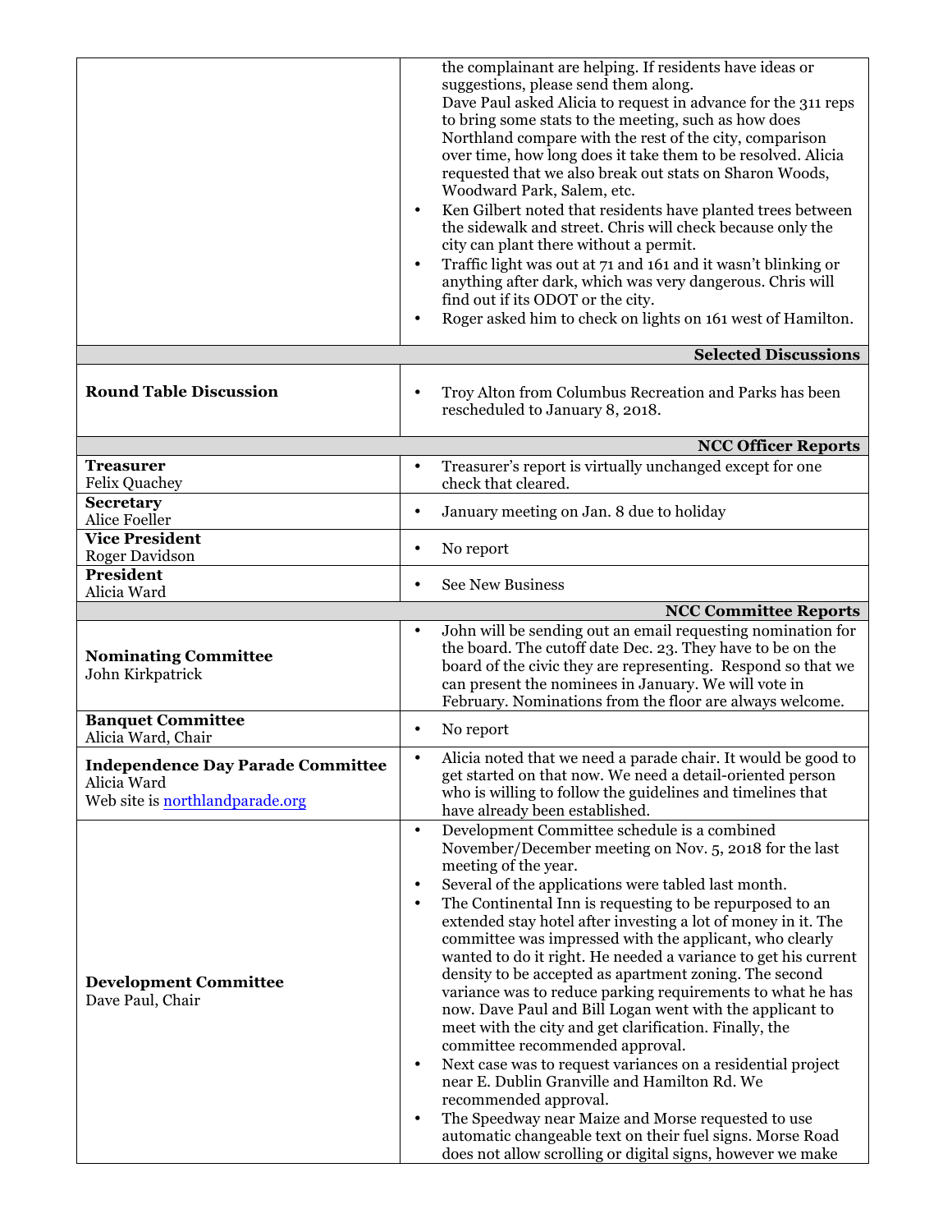| | |
|---|---|
| | the complainant are helping. If residents have ideas or suggestions, please send them along.<br>Dave Paul asked Alicia to request in advance for the 311 reps to bring some stats to the meeting, such as how does Northland compare with the rest of the city, comparison over time, how long does it take them to be resolved. Alicia requested that we also break out stats on Sharon Woods, Woodward Park, Salem, etc.<br>• Ken Gilbert noted that residents have planted trees between the sidewalk and street. Chris will check because only the city can plant there without a permit.<br>• Traffic light was out at 71 and 161 and it wasn't blinking or anything after dark, which was very dangerous. Chris will find out if its ODOT or the city.<br>• Roger asked him to check on lights on 161 west of Hamilton. |
| | **Selected Discussions** |
| **Round Table Discussion** | • Troy Alton from Columbus Recreation and Parks has been rescheduled to January 8, 2018. |
| | **NCC Officer Reports** |
| **Treasurer**<br>Felix Quachey | • Treasurer's report is virtually unchanged except for one check that cleared. |
| **Secretary**<br>Alice Foeller | • January meeting on Jan. 8 due to holiday |
| **Vice President**<br>Roger Davidson | • No report |
| **President**<br>Alicia Ward | • See New Business |
| | **NCC Committee Reports** |
| **Nominating Committee**<br>John Kirkpatrick | • John will be sending out an email requesting nomination for the board. The cutoff date Dec. 23. They have to be on the board of the civic they are representing. Respond so that we can present the nominees in January. We will vote in February. Nominations from the floor are always welcome. |
| **Banquet Committee**<br>Alicia Ward, Chair | • No report |
| **Independence Day Parade Committee**<br>Alicia Ward<br>Web site is [northlandparade.org](northlandparade.org) | • Alicia noted that we need a parade chair. It would be good to get started on that now. We need a detail-oriented person who is willing to follow the guidelines and timelines that have already been established. |
| **Development Committee**<br>Dave Paul, Chair | • Development Committee schedule is a combined November/December meeting on Nov. 5, 2018 for the last meeting of the year.<br>• Several of the applications were tabled last month.<br>• The Continental Inn is requesting to be repurposed to an extended stay hotel after investing a lot of money in it. The committee was impressed with the applicant, who clearly wanted to do it right. He needed a variance to get his current density to be accepted as apartment zoning. The second variance was to reduce parking requirements to what he has now. Dave Paul and Bill Logan went with the applicant to meet with the city and get clarification. Finally, the committee recommended approval.<br>• Next case was to request variances on a residential project near E. Dublin Granville and Hamilton Rd. We recommended approval.<br>• The Speedway near Maize and Morse requested to use automatic changeable text on their fuel signs. Morse Road does not allow scrolling or digital signs, however we make |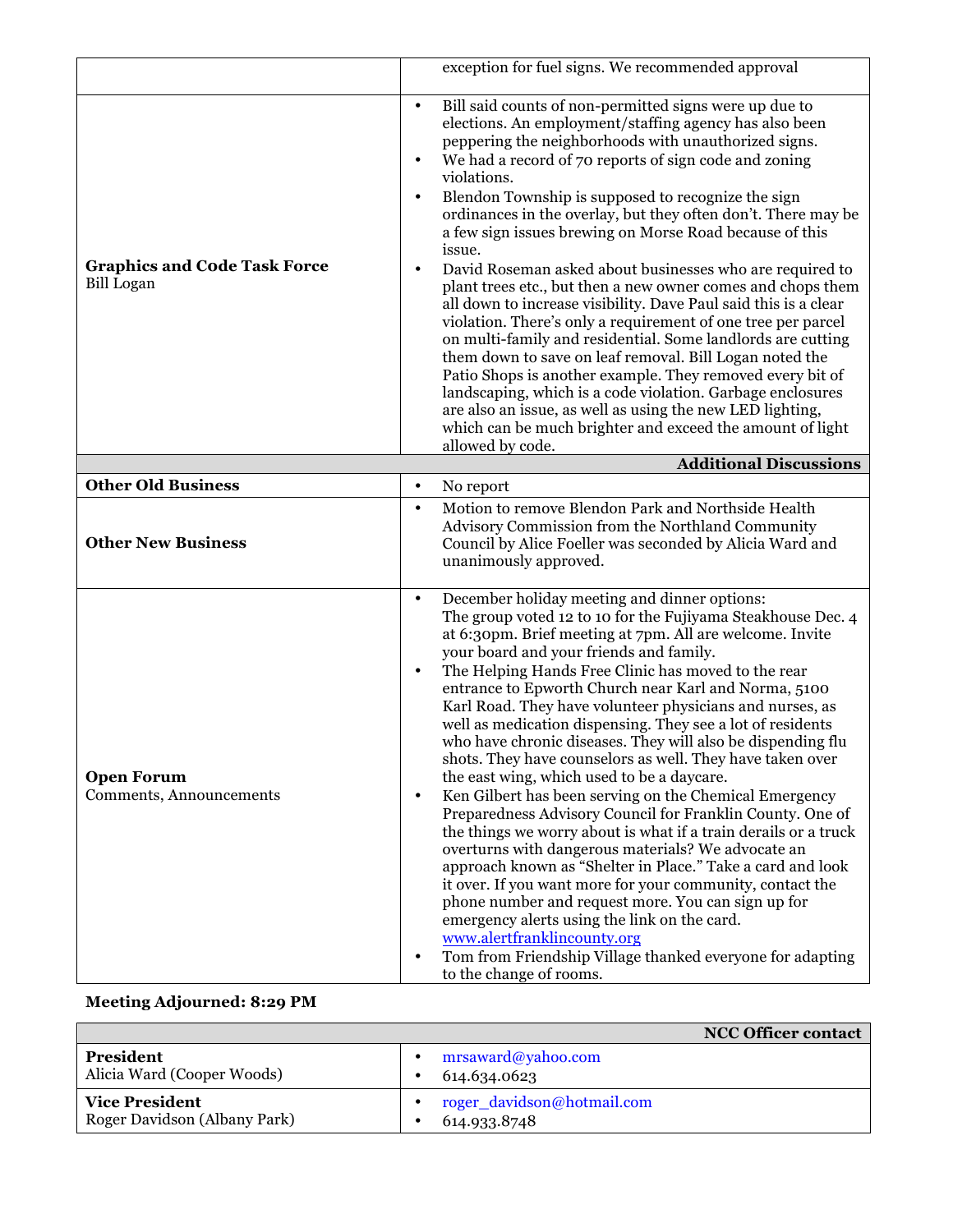| | |
|---|---|
| | exception for fuel signs. We recommended approval |
| **Graphics and Code Task Force**<br>Bill Logan | • Bill said counts of non-permitted signs were up due to elections. An employment/staffing agency has also been peppering the neighborhoods with unauthorized signs.<br>• We had a record of 70 reports of sign code and zoning violations.<br>• Blendon Township is supposed to recognize the sign ordinances in the overlay, but they often don't. There may be a few sign issues brewing on Morse Road because of this issue.<br>• David Roseman asked about businesses who are required to plant trees etc., but then a new owner comes and chops them all down to increase visibility. Dave Paul said this is a clear violation. There's only a requirement of one tree per parcel on multi-family and residential. Some landlords are cutting them down to save on leaf removal. Bill Logan noted the Patio Shops is another example. They removed every bit of landscaping, which is a code violation. Garbage enclosures are also an issue, as well as using the new LED lighting, which can be much brighter and exceed the amount of light allowed by code. |
| | **Additional Discussions** |
| **Other Old Business** | • No report |
| **Other New Business** | • Motion to remove Blendon Park and Northside Health Advisory Commission from the Northland Community Council by Alice Foeller was seconded by Alicia Ward and unanimously approved. |
| **Open Forum**<br>Comments, Announcements | • December holiday meeting and dinner options: The group voted 12 to 10 for the Fujiyama Steakhouse Dec. 4 at 6:30pm. Brief meeting at 7pm. All are welcome. Invite your board and your friends and family.<br>• The Helping Hands Free Clinic has moved to the rear entrance to Epworth Church near Karl and Norma, 5100 Karl Road. They have volunteer physicians and nurses, as well as medication dispensing. They see a lot of residents who have chronic diseases. They will also be dispending flu shots. They have counselors as well. They have taken over the east wing, which used to be a daycare.<br>• Ken Gilbert has been serving on the Chemical Emergency Preparedness Advisory Council for Franklin County. One of the things we worry about is what if a train derails or a truck overturns with dangerous materials? We advocate an approach known as "Shelter in Place." Take a card and look it over. If you want more for your community, contact the phone number and request more. You can sign up for emergency alerts using the link on the card. www.alertfranklincounty.org<br>• Tom from Friendship Village thanked everyone for adapting to the change of rooms. |

**Meeting Adjourned: 8:29 PM**

| | |
|---|---|
| | **NCC Officer contact** |
| **President**<br>Alicia Ward (Cooper Woods) | • mrsaward@yahoo.com<br>• 614.634.0623 |
| **Vice President**<br>Roger Davidson (Albany Park) | • roger_davidson@hotmail.com<br>• 614.933.8748 |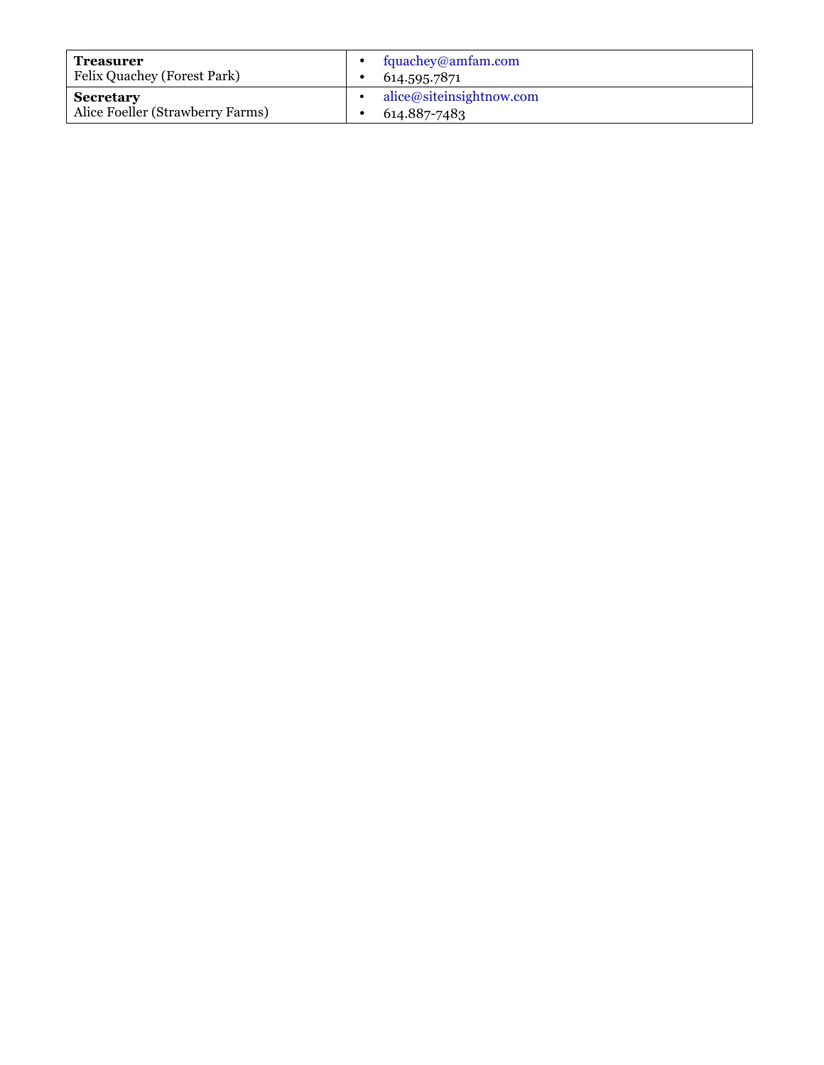| | |
|---|---|
| **Treasurer**<br>Felix Quachey (Forest Park) | • fquachey@amfam.com<br>• 614.595.7871 |
| **Secretary**<br>Alice Foeller (Strawberry Farms) | • alice@siteinsightnow.com<br>• 614.887-7483 |